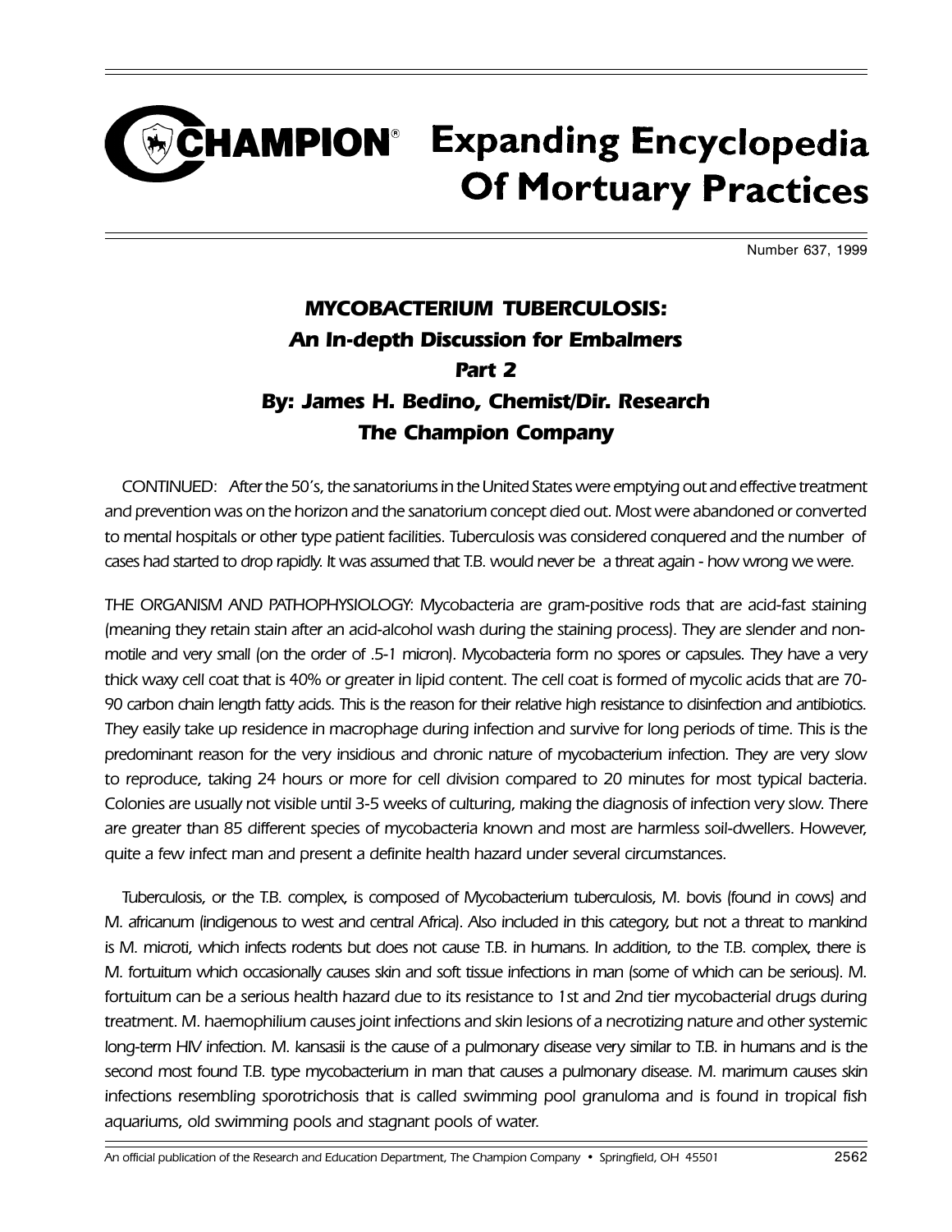# CHAMPION® Expanding Encyclopedia Of Mortuary Practices

Number 637, 1999

## *MYCOBACTERIUM TUBERCULOSIS: An In-depth Discussion for Embalmers Part 2*

### *By: James H. Bedino, Chemist/Dir. Research The Champion Company*

*CONTINUED: After the 50's, the sanatoriums in the United States were emptying out and effective treatment and prevention was on the horizon and the sanatorium concept died out. Most were abandoned or converted to mental hospitals or other type patient facilities. Tuberculosis was considered conquered and the number of cases had started to drop rapidly. It was assumed that T.B. would never be a threat again - how wrong we were.*

*THE ORGANISM AND PATHOPHYSIOLOGY: Mycobacteria are gram-positive rods that are acid-fast staining (meaning they retain stain after an acid-alcohol wash during the staining process). They are slender and non-motile and very small (on the order of .5-1 micron). Mycobacteria form no spores or capsules. They have a very thick waxy cell coat that is 40% or greater in lipid content. The cell coat is formed of mycolic acids that are 70-90 carbon chain length fatty acids. This is the reason for their relative high resistance to disinfection and antibiotics. They easily take up residence in macrophage during infection and survive for long periods of time. This is the predominant reason for the very insidious and chronic nature of mycobacterium infection. They are very slow to reproduce, taking 24 hours or more for cell division compared to 20 minutes for most typical bacteria. Colonies are usually not visible until 3-5 weeks of culturing, making the diagnosis of infection very slow. There are greater than 85 different species of mycobacteria known and most are harmless soil-dwellers. However, quite a few infect man and present a definite health hazard under several circumstances.*

*Tuberculosis, or the T.B. complex, is composed of Mycobacterium tuberculosis, M. bovis (found in cows) and M. africanum (indigenous to west and central Africa). Also included in this category, but not a threat to mankind is M. microti, which infects rodents but does not cause T.B. in humans. In addition, to the T.B. complex, there is M. fortuitum which occasionally causes skin and soft tissue infections in man (some of which can be serious). M. fortuitum can be a serious health hazard due to its resistance to 1st and 2nd tier mycobacterial drugs during treatment. M. haemophilium causes joint infections and skin lesions of a necrotizing nature and other systemic long-term HIV infection. M. kansasii is the cause of a pulmonary disease very similar to T.B. in humans and is the second most found T.B. type mycobacterium in man that causes a pulmonary disease. M. marimum causes skin infections resembling sporotrichosis that is called swimming pool granuloma and is found in tropical fish aquariums, old swimming pools and stagnant pools of water.*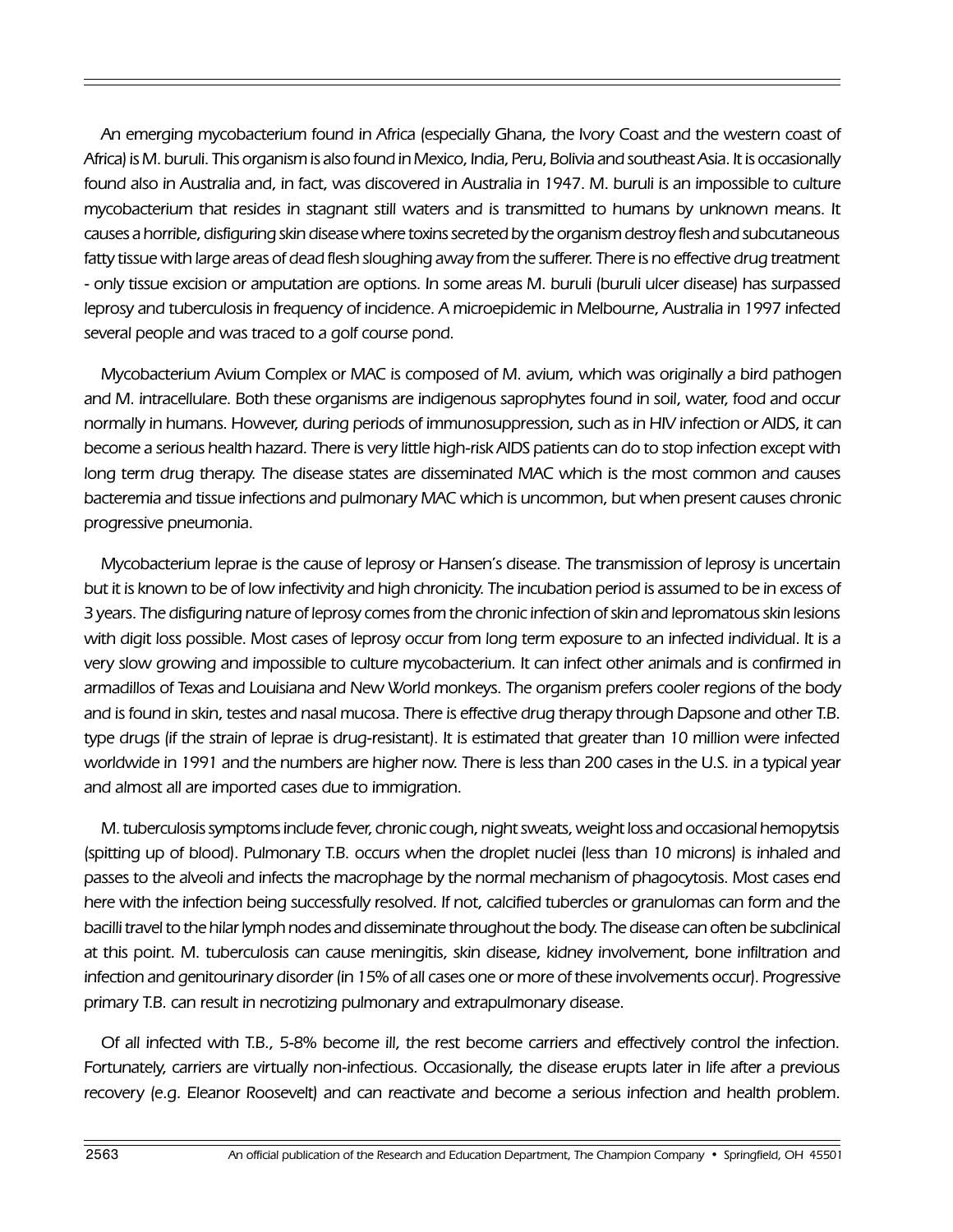An emerging mycobacterium found in Africa (especially Ghana, the Ivory Coast and the western coast of Africa) is M. buruli. This organism is also found in Mexico, India, Peru, Bolivia and southeast Asia. It is occasionally found also in Australia and, in fact, was discovered in Australia in 1947. M. buruli is an impossible to culture mycobacterium that resides in stagnant still waters and is transmitted to humans by unknown means. It causes a horrible, disfiguring skin disease where toxins secreted by the organism destroy flesh and subcutaneous fatty tissue with large areas of dead flesh sloughing away from the sufferer. There is no effective drug treatment - only tissue excision or amputation are options. In some areas M. buruli (buruli ulcer disease) has surpassed leprosy and tuberculosis in frequency of incidence. A microepidemic in Melbourne, Australia in 1997 infected several people and was traced to a golf course pond.

Mycobacterium Avium Complex or MAC is composed of M. avium, which was originally a bird pathogen and M. intracellulare. Both these organisms are indigenous saprophytes found in soil, water, food and occur normally in humans. However, during periods of immunosuppression, such as in HIV infection or AIDS, it can become a serious health hazard. There is very little high-risk AIDS patients can do to stop infection except with long term drug therapy. The disease states are disseminated MAC which is the most common and causes bacteremia and tissue infections and pulmonary MAC which is uncommon, but when present causes chronic progressive pneumonia.

Mycobacterium leprae is the cause of leprosy or Hansen's disease. The transmission of leprosy is uncertain but it is known to be of low infectivity and high chronicity. The incubation period is assumed to be in excess of 3 years. The disfiguring nature of leprosy comes from the chronic infection of skin and lepromatous skin lesions with digit loss possible. Most cases of leprosy occur from long term exposure to an infected individual. It is a very slow growing and impossible to culture mycobacterium. It can infect other animals and is confirmed in armadillos of Texas and Louisiana and New World monkeys. The organism prefers cooler regions of the body and is found in skin, testes and nasal mucosa. There is effective drug therapy through Dapsone and other T.B. type drugs (if the strain of leprae is drug-resistant). It is estimated that greater than 10 million were infected worldwide in 1991 and the numbers are higher now. There is less than 200 cases in the U.S. in a typical year and almost all are imported cases due to immigration.

M. tuberculosis symptoms include fever, chronic cough, night sweats, weight loss and occasional hemopytsis (spitting up of blood). Pulmonary T.B. occurs when the droplet nuclei (less than 10 microns) is inhaled and passes to the alveoli and infects the macrophage by the normal mechanism of phagocytosis. Most cases end here with the infection being successfully resolved. If not, calcified tubercles or granulomas can form and the bacilli travel to the hilar lymph nodes and disseminate throughout the body. The disease can often be subclinical at this point. M. tuberculosis can cause meningitis, skin disease, kidney involvement, bone infiltration and infection and genitourinary disorder (in 15% of all cases one or more of these involvements occur). Progressive primary T.B. can result in necrotizing pulmonary and extrapulmonary disease.

Of all infected with T.B., 5-8% become ill, the rest become carriers and effectively control the infection. Fortunately, carriers are virtually non-infectious. Occasionally, the disease erupts later in life after a previous recovery (e.g. Eleanor Roosevelt) and can reactivate and become a serious infection and health problem.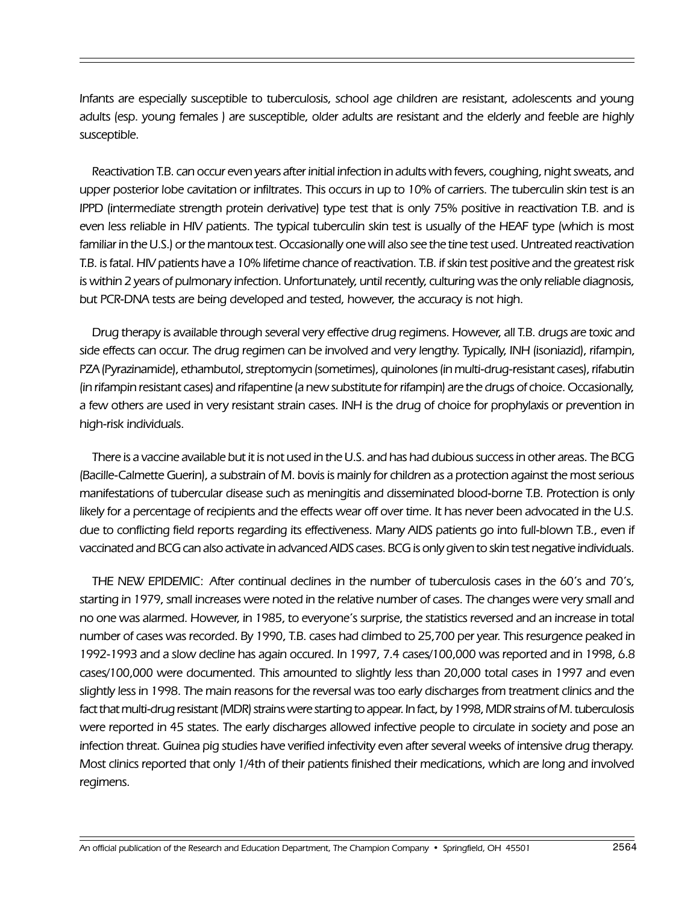*Infants are especially susceptible to tuberculosis, school age children are resistant, adolescents and young adults (esp. young females ) are susceptible, older adults are resistant and the elderly and feeble are highly susceptible.*

*Reactivation T.B. can occur even years after initial infection in adults with fevers, coughing, night sweats, and upper posterior lobe cavitation or infiltrates. This occurs in up to 10% of carriers. The tuberculin skin test is an IPPD (intermediate strength protein derivative) type test that is only 75% positive in reactivation T.B. and is even less reliable in HIV patients. The typical tuberculin skin test is usually of the HEAF type (which is most familiar in the U.S.) or the mantoux test. Occasionally one will also see the tine test used. Untreated reactivation T.B. is fatal. HIV patients have a 10% lifetime chance of reactivation. T.B. if skin test positive and the greatest risk is within 2 years of pulmonary infection. Unfortunately, until recently, culturing was the only reliable diagnosis, but PCR-DNA tests are being developed and tested, however, the accuracy is not high.*

*Drug therapy is available through several very effective drug regimens. However, all T.B. drugs are toxic and side effects can occur. The drug regimen can be involved and very lengthy. Typically, INH (isoniazid), rifampin, PZA (Pyrazinamide), ethambutol, streptomycin (sometimes), quinolones (in multi-drug-resistant cases), rifabutin (in rifampin resistant cases) and rifapentine (a new substitute for rifampin) are the drugs of choice. Occasionally, a few others are used in very resistant strain cases. INH is the drug of choice for prophylaxis or prevention in high-risk individuals.*

*There is a vaccine available but it is not used in the U.S. and has had dubious success in other areas. The BCG (Bacille-Calmette Guerin), a substrain of M. bovis is mainly for children as a protection against the most serious manifestations of tubercular disease such as meningitis and disseminated blood-borne T.B. Protection is only likely for a percentage of recipients and the effects wear off over time. It has never been advocated in the U.S. due to conflicting field reports regarding its effectiveness. Many AIDS patients go into full-blown T.B., even if vaccinated and BCG can also activate in advanced AIDS cases. BCG is only given to skin test negative individuals.*

*THE NEW EPIDEMIC: After continual declines in the number of tuberculosis cases in the 60's and 70's, starting in 1979, small increases were noted in the relative number of cases. The changes were very small and no one was alarmed. However, in 1985, to everyone's surprise, the statistics reversed and an increase in total number of cases was recorded. By 1990, T.B. cases had climbed to 25,700 per year. This resurgence peaked in 1992-1993 and a slow decline has again occured. In 1997, 7.4 cases/100,000 was reported and in 1998, 6.8 cases/100,000 were documented. This amounted to slightly less than 20,000 total cases in 1997 and even slightly less in 1998. The main reasons for the reversal was too early discharges from treatment clinics and the fact that multi-drug resistant (MDR) strains were starting to appear. In fact, by 1998, MDR strains of M. tuberculosis were reported in 45 states. The early discharges allowed infective people to circulate in society and pose an infection threat. Guinea pig studies have verified infectivity even after several weeks of intensive drug therapy. Most clinics reported that only 1/4th of their patients finished their medications, which are long and involved regimens.*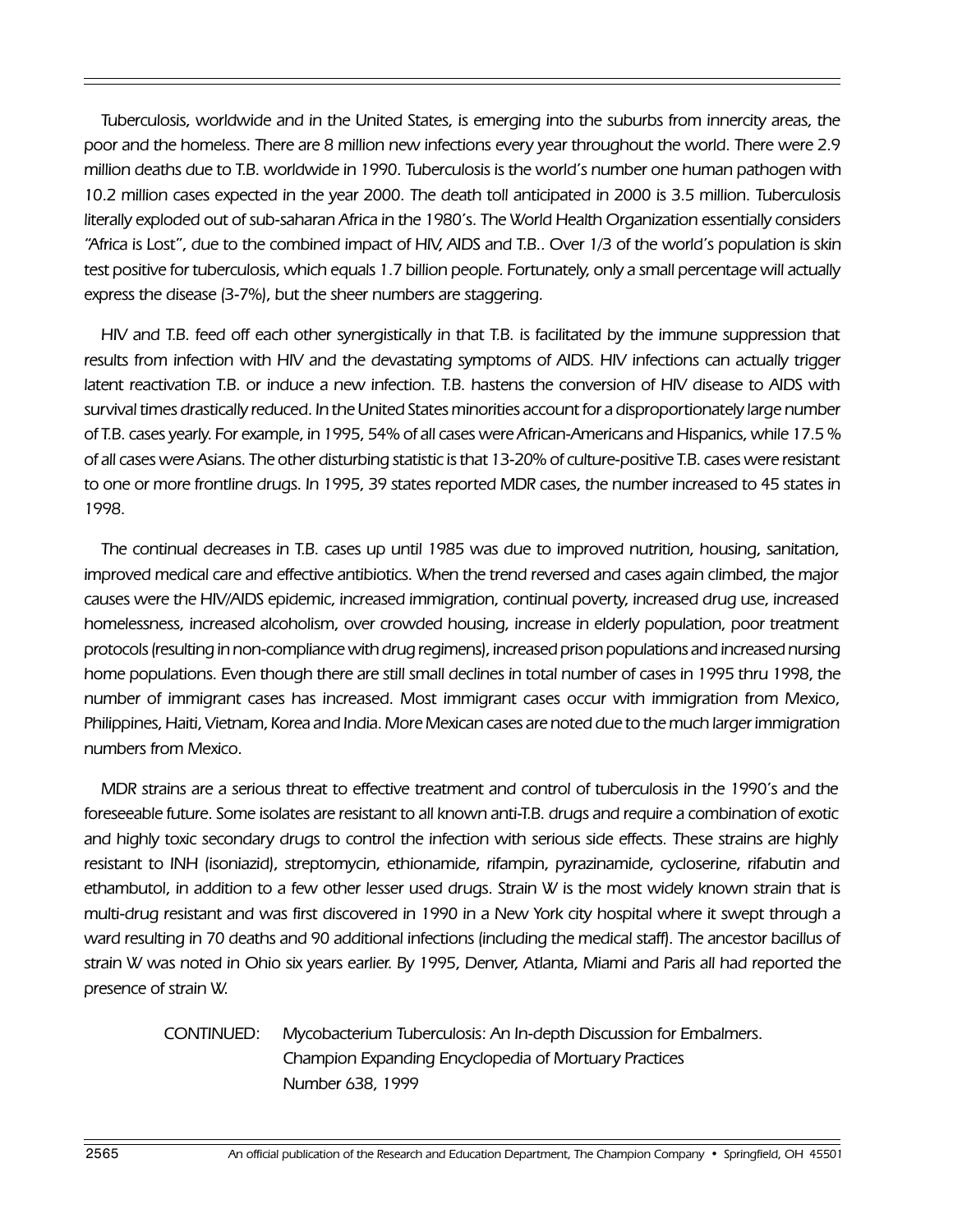Tuberculosis, worldwide and in the United States, is emerging into the suburbs from innercity areas, the poor and the homeless. There are 8 million new infections every year throughout the world. There were 2.9 million deaths due to T.B. worldwide in 1990. Tuberculosis is the world's number one human pathogen with 10.2 million cases expected in the year 2000. The death toll anticipated in 2000 is 3.5 million. Tuberculosis literally exploded out of sub-saharan Africa in the 1980's. The World Health Organization essentially considers "Africa is Lost", due to the combined impact of HIV, AIDS and T.B.. Over 1/3 of the world's population is skin test positive for tuberculosis, which equals 1.7 billion people. Fortunately, only a small percentage will actually express the disease (3-7%), but the sheer numbers are staggering.

HIV and T.B. feed off each other synergistically in that T.B. is facilitated by the immune suppression that results from infection with HIV and the devastating symptoms of AIDS. HIV infections can actually trigger latent reactivation T.B. or induce a new infection. T.B. hastens the conversion of HIV disease to AIDS with survival times drastically reduced. In the United States minorities account for a disproportionately large number of T.B. cases yearly. For example, in 1995, 54% of all cases were African-Americans and Hispanics, while 17.5 % of all cases were Asians. The other disturbing statistic is that 13-20% of culture-positive T.B. cases were resistant to one or more frontline drugs. In 1995, 39 states reported MDR cases, the number increased to 45 states in 1998.

The continual decreases in T.B. cases up until 1985 was due to improved nutrition, housing, sanitation, improved medical care and effective antibiotics. When the trend reversed and cases again climbed, the major causes were the HIV/AIDS epidemic, increased immigration, continual poverty, increased drug use, increased homelessness, increased alcoholism, over crowded housing, increase in elderly population, poor treatment protocols (resulting in non-compliance with drug regimens), increased prison populations and increased nursing home populations. Even though there are still small declines in total number of cases in 1995 thru 1998, the number of immigrant cases has increased. Most immigrant cases occur with immigration from Mexico, Philippines, Haiti, Vietnam, Korea and India. More Mexican cases are noted due to the much larger immigration numbers from Mexico.

MDR strains are a serious threat to effective treatment and control of tuberculosis in the 1990's and the foreseeable future. Some isolates are resistant to all known anti-T.B. drugs and require a combination of exotic and highly toxic secondary drugs to control the infection with serious side effects. These strains are highly resistant to INH (isoniazid), streptomycin, ethionamide, rifampin, pyrazinamide, cycloserine, rifabutin and ethambutol, in addition to a few other lesser used drugs. Strain W is the most widely known strain that is multi-drug resistant and was first discovered in 1990 in a New York city hospital where it swept through a ward resulting in 70 deaths and 90 additional infections (including the medical staff). The ancestor bacillus of strain W was noted in Ohio six years earlier. By 1995, Denver, Atlanta, Miami and Paris all had reported the presence of strain W.

CONTINUED: Mycobacterium Tuberculosis: An In-depth Discussion for Embalmers.
Champion Expanding Encyclopedia of Mortuary Practices
Number 638, 1999